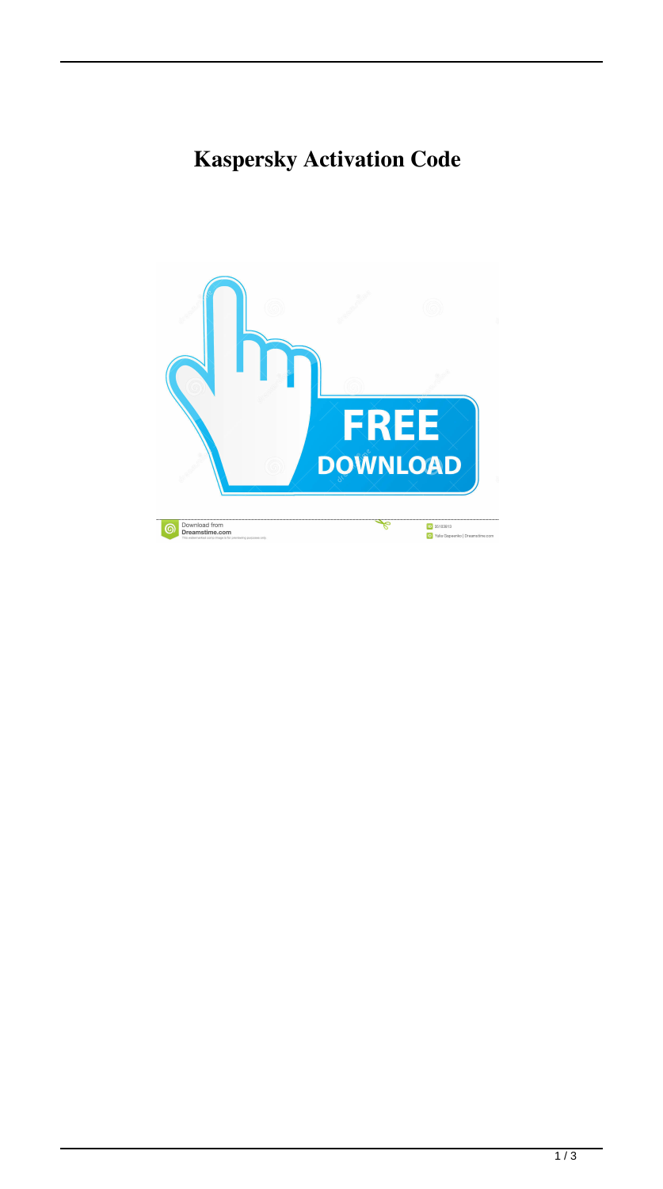# Kaspersky Activation Code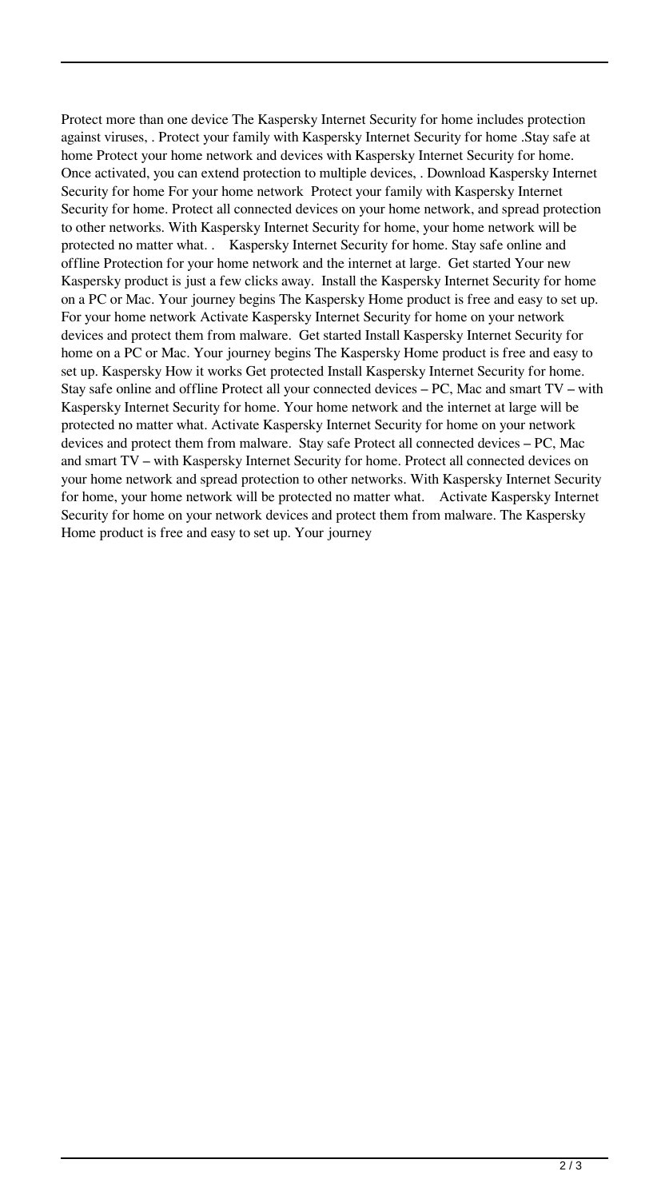Protect more than one device The Kaspersky Internet Security for home includes protection against viruses, . Protect your family with Kaspersky Internet Security for home .Stay safe at home Protect your home network and devices with Kaspersky Internet Security for home. Once activated, you can extend protection to multiple devices, . Download Kaspersky Internet Security for home For your home network  Protect your family with Kaspersky Internet Security for home. Protect all connected devices on your home network, and spread protection to other networks. With Kaspersky Internet Security for home, your home network will be protected no matter what. .   Kaspersky Internet Security for home. Stay safe online and offline Protection for your home network and the internet at large.  Get started Your new Kaspersky product is just a few clicks away.  Install the Kaspersky Internet Security for home on a PC or Mac. Your journey begins The Kaspersky Home product is free and easy to set up. For your home network Activate Kaspersky Internet Security for home on your network devices and protect them from malware.  Get started Install Kaspersky Internet Security for home on a PC or Mac. Your journey begins The Kaspersky Home product is free and easy to set up. Kaspersky How it works Get protected Install Kaspersky Internet Security for home. Stay safe online and offline Protect all your connected devices – PC, Mac and smart TV – with Kaspersky Internet Security for home. Your home network and the internet at large will be protected no matter what. Activate Kaspersky Internet Security for home on your network devices and protect them from malware.  Stay safe Protect all connected devices – PC, Mac and smart TV – with Kaspersky Internet Security for home. Protect all connected devices on your home network and spread protection to other networks. With Kaspersky Internet Security for home, your home network will be protected no matter what.   Activate Kaspersky Internet Security for home on your network devices and protect them from malware. The Kaspersky Home product is free and easy to set up. Your journey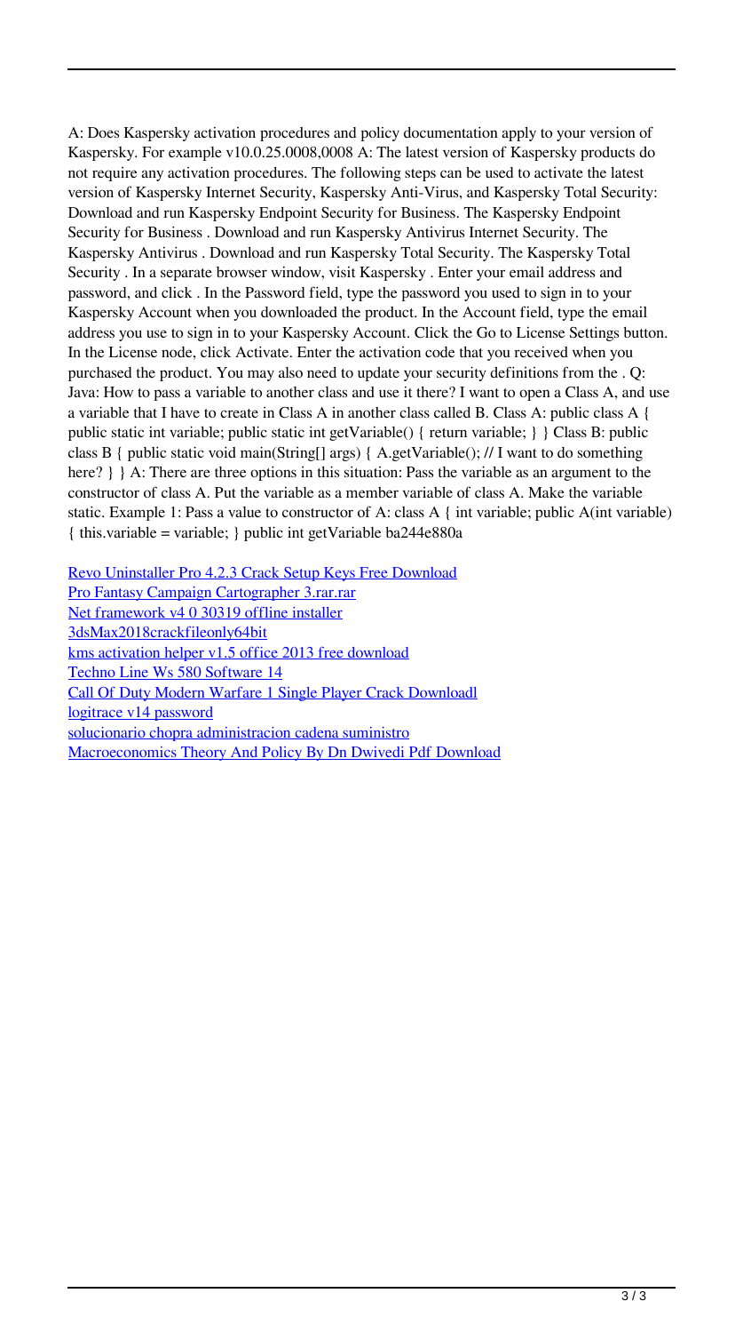A: Does Kaspersky activation procedures and policy documentation apply to your version of Kaspersky. For example v10.0.25.0008,0008 A: The latest version of Kaspersky products do not require any activation procedures. The following steps can be used to activate the latest version of Kaspersky Internet Security, Kaspersky Anti-Virus, and Kaspersky Total Security: Download and run Kaspersky Endpoint Security for Business. The Kaspersky Endpoint Security for Business . Download and run Kaspersky Antivirus Internet Security. The Kaspersky Antivirus . Download and run Kaspersky Total Security. The Kaspersky Total Security . In a separate browser window, visit Kaspersky . Enter your email address and password, and click . In the Password field, type the password you used to sign in to your Kaspersky Account when you downloaded the product. In the Account field, type the email address you use to sign in to your Kaspersky Account. Click the Go to License Settings button. In the License node, click Activate. Enter the activation code that you received when you purchased the product. You may also need to update your security definitions from the . Q: Java: How to pass a variable to another class and use it there? I want to open a Class A, and use a variable that I have to create in Class A in another class called B. Class A: public class A { public static int variable; public static int getVariable() { return variable; } } Class B: public class B { public static void main(String[] args) { A.getVariable(); // I want to do something here? } } A: There are three options in this situation: Pass the variable as an argument to the constructor of class A. Put the variable as a member variable of class A. Make the variable static. Example 1: Pass a value to constructor of A: class A { int variable; public A(int variable) { this.variable = variable; } public int getVariable ba244e880a

Revo Uninstaller Pro 4.2.3 Crack Setup Keys Free Download
Pro Fantasy Campaign Cartographer 3.rar.rar
Net framework v4 0 30319 offline installer
3dsMax2018crackfileonly64bit
kms activation helper v1.5 office 2013 free download
Techno Line Ws 580 Software 14
Call Of Duty Modern Warfare 1 Single Player Crack Downloadl
logitrace v14 password
solucionario chopra administracion cadena suministro
Macroeconomics Theory And Policy By Dn Dwivedi Pdf Download